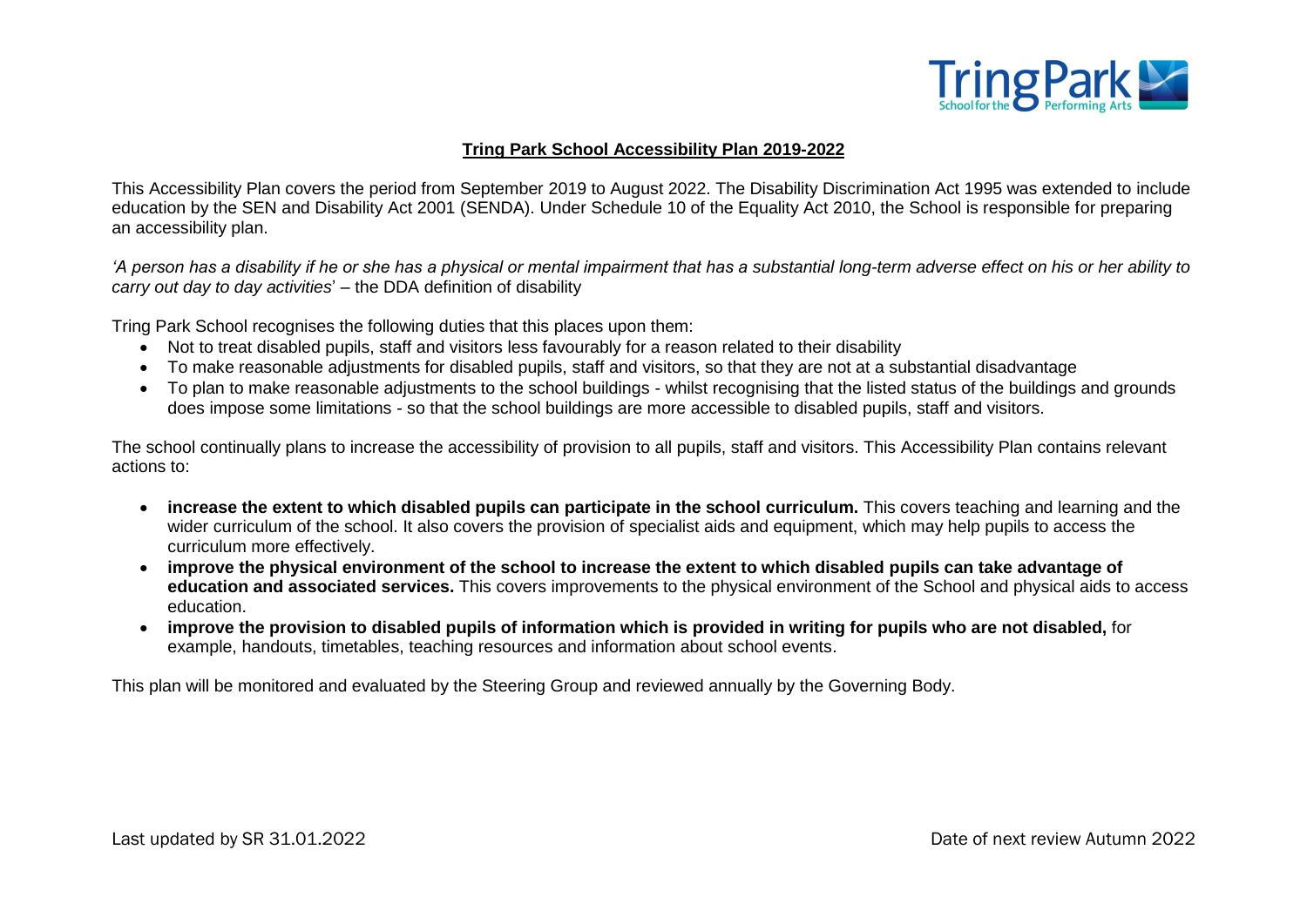# Tring Park School Accessibility Plan 2019-2022

This Accessibility Plan covers the period from September 2019 to August 2022. The Disability Discrimination Act 1995 was extended to include education by the SEN and Disability Act 2001 (SENDA). Under Schedule 10 of the Equality Act 2010, the School is responsible for preparing an accessibility plan.

*'A person has a disability if he or she has a physical or mental impairment that has a substantial long-term adverse effect on his or her ability to carry out day to day activities*' – the DDA definition of disability

Tring Park School recognises the following duties that this places upon them:

- Not to treat disabled pupils, staff and visitors less favourably for a reason related to their disability
- To make reasonable adjustments for disabled pupils, staff and visitors, so that they are not at a substantial disadvantage
- To plan to make reasonable adjustments to the school buildings - whilst recognising that the listed status of the buildings and grounds does impose some limitations - so that the school buildings are more accessible to disabled pupils, staff and visitors.

The school continually plans to increase the accessibility of provision to all pupils, staff and visitors. This Accessibility Plan contains relevant actions to:

- **increase the extent to which disabled pupils can participate in the school curriculum.** This covers teaching and learning and the wider curriculum of the school. It also covers the provision of specialist aids and equipment, which may help pupils to access the curriculum more effectively.
- **improve the physical environment of the school to increase the extent to which disabled pupils can take advantage of education and associated services.** This covers improvements to the physical environment of the School and physical aids to access education.
- **improve the provision to disabled pupils of information which is provided in writing for pupils who are not disabled,** for example, handouts, timetables, teaching resources and information about school events.

This plan will be monitored and evaluated by the Steering Group and reviewed annually by the Governing Body.

Last updated by SR 31.01.2022

Date of next review Autumn 2022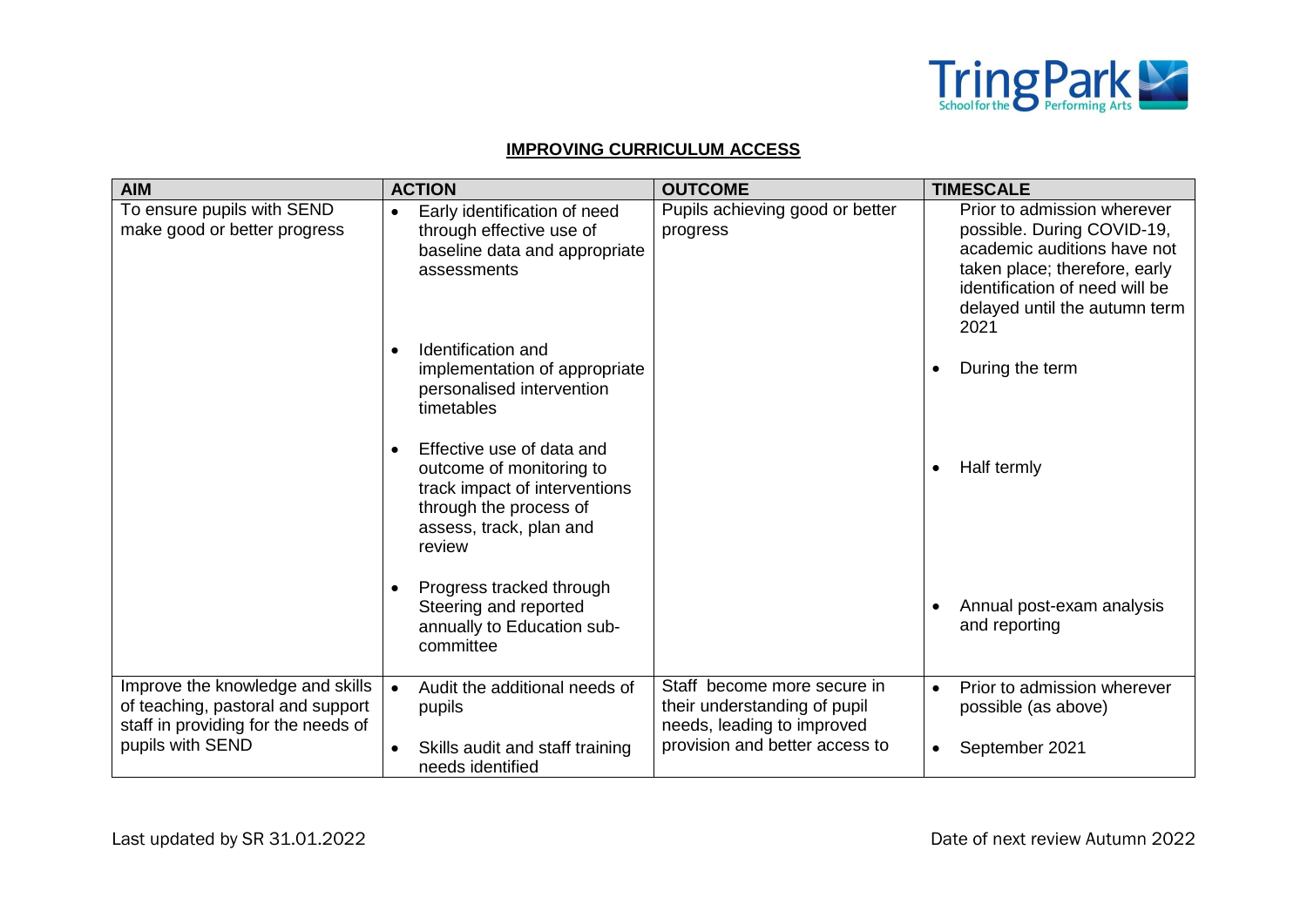## IMPROVING CURRICULUM ACCESS

| AIM | ACTION | OUTCOME | TIMESCALE |
|---|---|---|---|
| To ensure pupils with SEND make good or better progress | • Early identification of need through effective use of baseline data and appropriate assessments<br>• Identification and implementation of appropriate personalised intervention timetables<br>• Effective use of data and outcome of monitoring to track impact of interventions through the process of assess, track, plan and review<br>• Progress tracked through Steering and reported annually to Education sub-committee | Pupils achieving good or better progress | Prior to admission wherever possible. During COVID-19, academic auditions have not taken place; therefore, early identification of need will be delayed until the autumn term 2021<br>• During the term<br>• Half termly<br>• Annual post-exam analysis and reporting |
| Improve the knowledge and skills of teaching, pastoral and support staff in providing for the needs of pupils with SEND | • Audit the additional needs of pupils<br>• Skills audit and staff training needs identified | Staff become more secure in their understanding of pupil needs, leading to improved provision and better access to | • Prior to admission wherever possible (as above)<br>• September 2021 |

Last updated by SR 31.01.2022

Date of next review Autumn 2022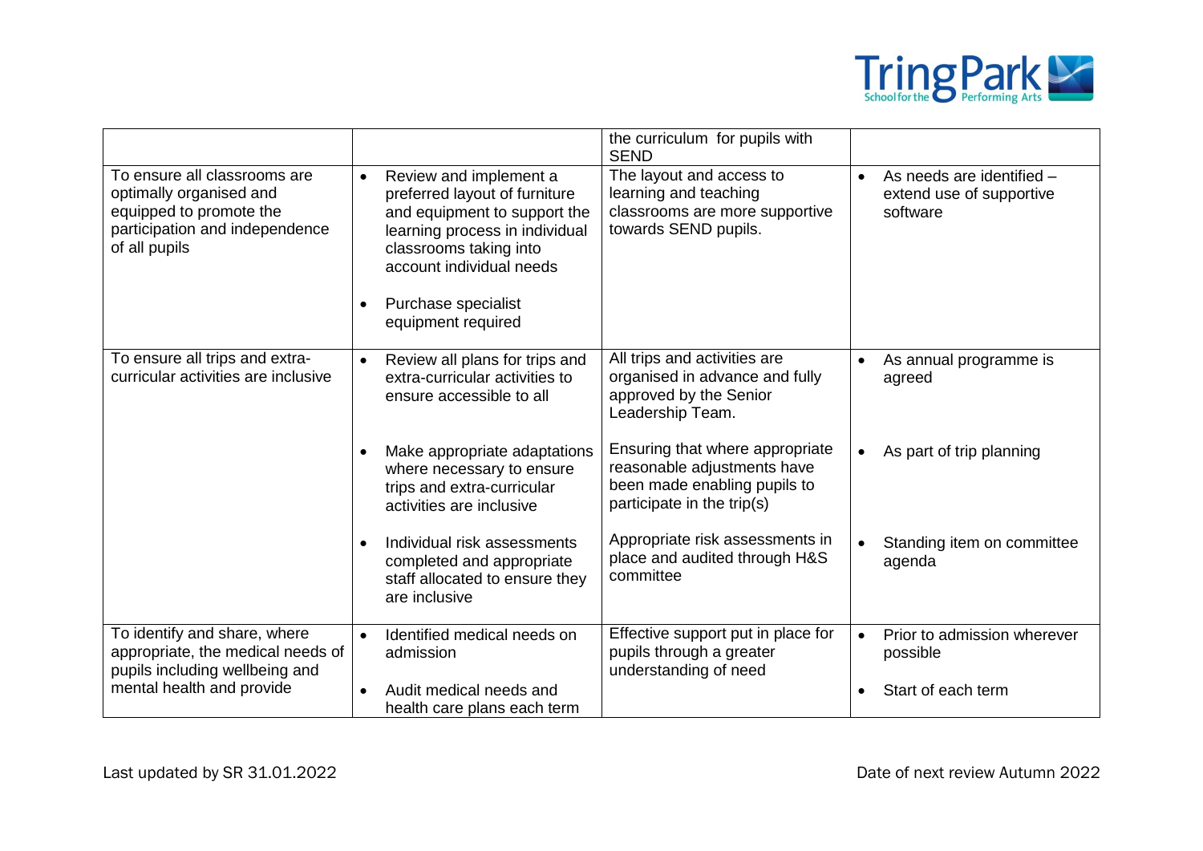| | | | |
|---|---|---|---|
| | | the curriculum for pupils with SEND | |
| To ensure all classrooms are optimally organised and equipped to promote the participation and independence of all pupils | • Review and implement a preferred layout of furniture and equipment to support the learning process in individual classrooms taking into account individual needs<br><br>• Purchase specialist equipment required | The layout and access to learning and teaching classrooms are more supportive towards SEND pupils. | • As needs are identified – extend use of supportive software |
| To ensure all trips and extra-curricular activities are inclusive | • Review all plans for trips and extra-curricular activities to ensure accessible to all<br><br>• Make appropriate adaptations where necessary to ensure trips and extra-curricular activities are inclusive<br><br>• Individual risk assessments completed and appropriate staff allocated to ensure they are inclusive | All trips and activities are organised in advance and fully approved by the Senior Leadership Team.<br><br>Ensuring that where appropriate reasonable adjustments have been made enabling pupils to participate in the trip(s)<br><br>Appropriate risk assessments in place and audited through H&S committee | • As annual programme is agreed<br><br>• As part of trip planning<br><br>• Standing item on committee agenda |
| To identify and share, where appropriate, the medical needs of pupils including wellbeing and mental health and provide | • Identified medical needs on admission<br><br>• Audit medical needs and health care plans each term | Effective support put in place for pupils through a greater understanding of need | • Prior to admission wherever possible<br><br>• Start of each term |

Last updated by SR 31.01.2022

Date of next review Autumn 2022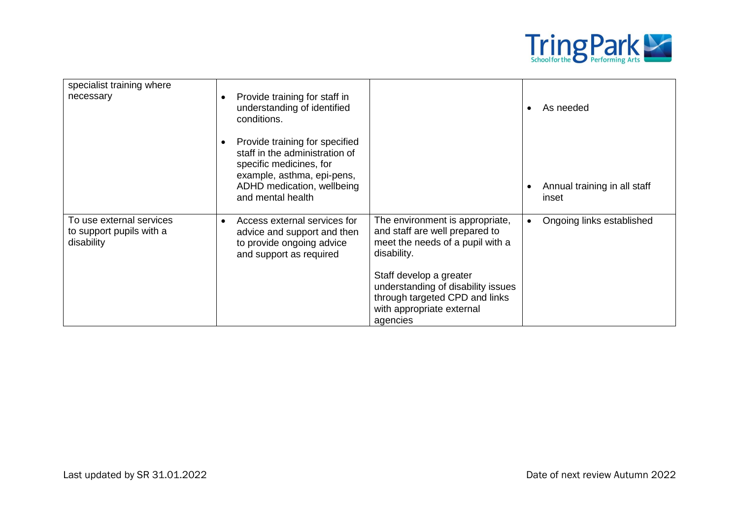| | | | |
|---|---|---|---|
| specialist training where necessary | • Provide training for staff in understanding of identified conditions.<br><br>• Provide training for specified staff in the administration of specific medicines, for example, asthma, epi-pens, ADHD medication, wellbeing and mental health | | • As needed<br><br>• Annual training in all staff inset |
| To use external services to support pupils with a disability | • Access external services for advice and support and then to provide ongoing advice and support as required | The environment is appropriate, and staff are well prepared to meet the needs of a pupil with a disability.<br><br>Staff develop a greater understanding of disability issues through targeted CPD and links with appropriate external agencies | • Ongoing links established |

Last updated by SR 31.01.2022

Date of next review Autumn 2022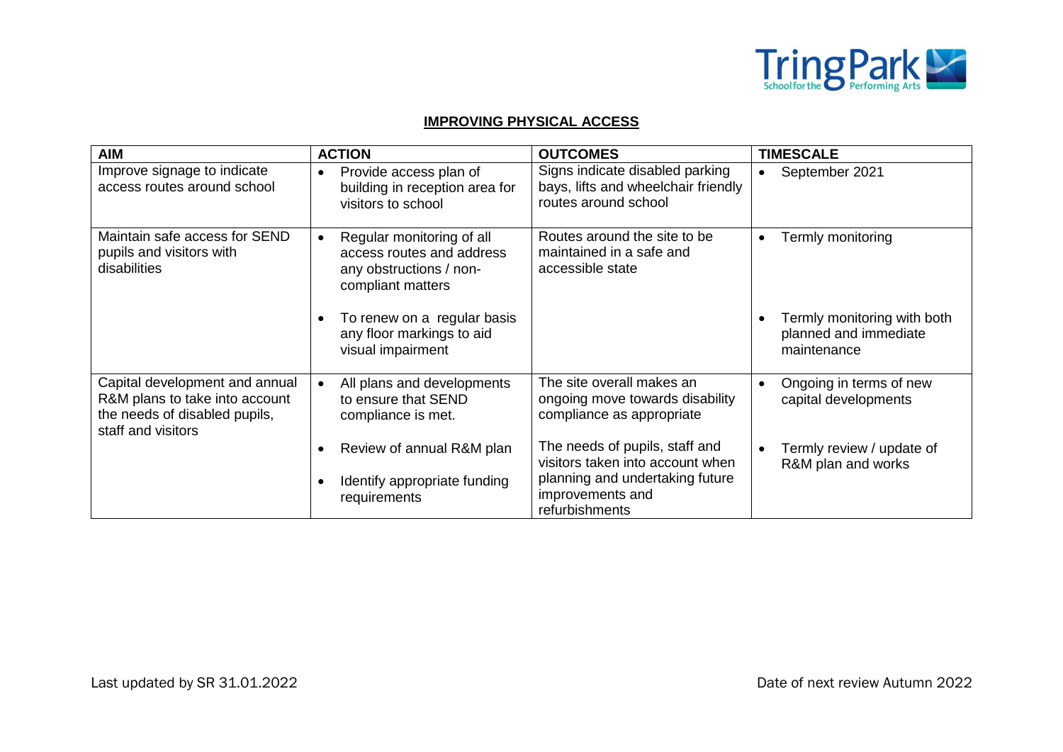## IMPROVING PHYSICAL ACCESS

| AIM | ACTION | OUTCOMES | TIMESCALE |
|---|---|---|---|
| Improve signage to indicate access routes around school | • Provide access plan of building in reception area for visitors to school | Signs indicate disabled parking bays, lifts and wheelchair friendly routes around school | • September 2021 |
| Maintain safe access for SEND pupils and visitors with disabilities | • Regular monitoring of all access routes and address any obstructions / non-compliant matters<br>• To renew on a regular basis any floor markings to aid visual impairment | Routes around the site to be maintained in a safe and accessible state | • Termly monitoring<br>• Termly monitoring with both planned and immediate maintenance |
| Capital development and annual R&M plans to take into account the needs of disabled pupils, staff and visitors | • All plans and developments to ensure that SEND compliance is met.<br>• Review of annual R&M plan<br>• Identify appropriate funding requirements | The site overall makes an ongoing move towards disability compliance as appropriate<br>The needs of pupils, staff and visitors taken into account when planning and undertaking future improvements and refurbishments | • Ongoing in terms of new capital developments<br>• Termly review / update of R&M plan and works |

Last updated by SR 31.01.2022

Date of next review Autumn 2022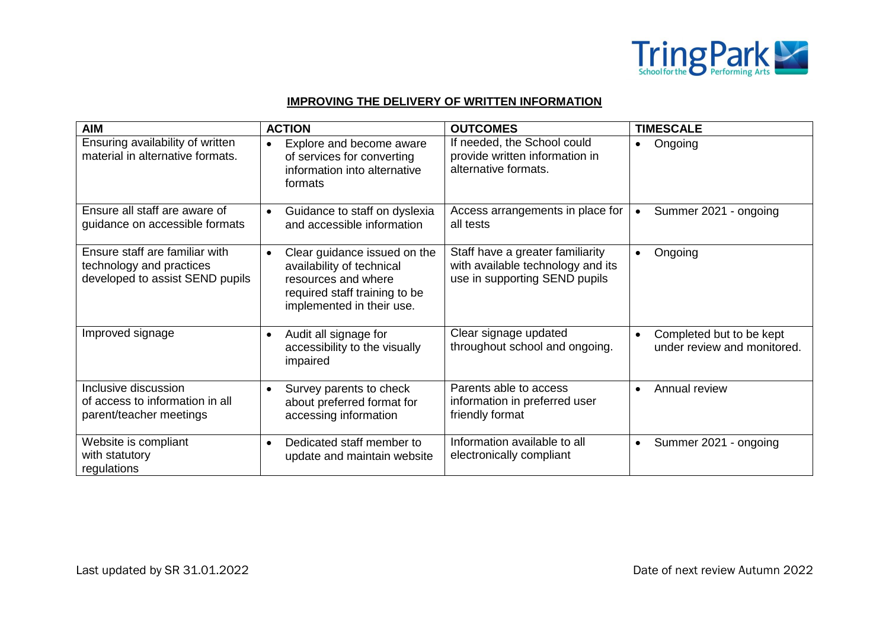## IMPROVING THE DELIVERY OF WRITTEN INFORMATION

| AIM | ACTION | OUTCOMES | TIMESCALE |
|---|---|---|---|
| Ensuring availability of written material in alternative formats. | • Explore and become aware of services for converting information into alternative formats | If needed, the School could provide written information in alternative formats. | • Ongoing |
| Ensure all staff are aware of guidance on accessible formats | • Guidance to staff on dyslexia and accessible information | Access arrangements in place for all tests | • Summer 2021 - ongoing |
| Ensure staff are familiar with technology and practices developed to assist SEND pupils | • Clear guidance issued on the availability of technical resources and where required staff training to be implemented in their use. | Staff have a greater familiarity with available technology and its use in supporting SEND pupils | • Ongoing |
| Improved signage | • Audit all signage for accessibility to the visually impaired | Clear signage updated throughout school and ongoing. | • Completed but to be kept under review and monitored. |
| Inclusive discussion of access to information in all parent/teacher meetings | • Survey parents to check about preferred format for accessing information | Parents able to access information in preferred user friendly format | • Annual review |
| Website is compliant with statutory regulations | • Dedicated staff member to update and maintain website | Information available to all electronically compliant | • Summer 2021 - ongoing |

Last updated by SR 31.01.2022

Date of next review Autumn 2022